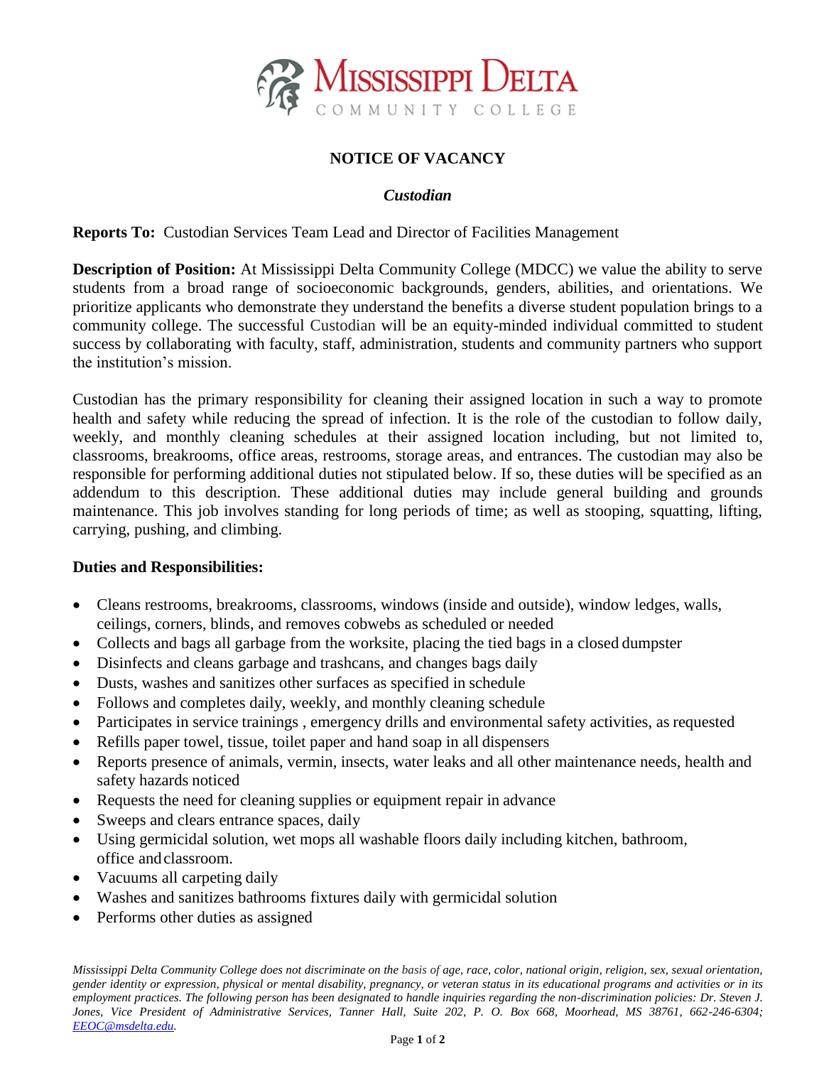Mississippi Delta Community College

# NOTICE OF VACANCY

## *Custodian*

**Reports To:** Custodian Services Team Lead and Director of Facilities Management

**Description of Position:** At Mississippi Delta Community College (MDCC) we value the ability to serve students from a broad range of socioeconomic backgrounds, genders, abilities, and orientations. We prioritize applicants who demonstrate they understand the benefits a diverse student population brings to a community college. The successful Custodian will be an equity-minded individual committed to student success by collaborating with faculty, staff, administration, students and community partners who support the institution's mission.

Custodian has the primary responsibility for cleaning their assigned location in such a way to promote health and safety while reducing the spread of infection. It is the role of the custodian to follow daily, weekly, and monthly cleaning schedules at their assigned location including, but not limited to, classrooms, breakrooms, office areas, restrooms, storage areas, and entrances. The custodian may also be responsible for performing additional duties not stipulated below. If so, these duties will be specified as an addendum to this description. These additional duties may include general building and grounds maintenance. This job involves standing for long periods of time; as well as stooping, squatting, lifting, carrying, pushing, and climbing.

**Duties and Responsibilities:**

- Cleans restrooms, breakrooms, classrooms, windows (inside and outside), window ledges, walls, ceilings, corners, blinds, and removes cobwebs as scheduled or needed
- Collects and bags all garbage from the worksite, placing the tied bags in a closed dumpster
- Disinfects and cleans garbage and trashcans, and changes bags daily
- Dusts, washes and sanitizes other surfaces as specified in schedule
- Follows and completes daily, weekly, and monthly cleaning schedule
- Participates in service trainings , emergency drills and environmental safety activities, as requested
- Refills paper towel, tissue, toilet paper and hand soap in all dispensers
- Reports presence of animals, vermin, insects, water leaks and all other maintenance needs, health and safety hazards noticed
- Requests the need for cleaning supplies or equipment repair in advance
- Sweeps and clears entrance spaces, daily
- Using germicidal solution, wet mops all washable floors daily including kitchen, bathroom, office and classroom.
- Vacuums all carpeting daily
- Washes and sanitizes bathrooms fixtures daily with germicidal solution
- Performs other duties as assigned

*Mississippi Delta Community College does not discriminate on the basis of age, race, color, national origin, religion, sex, sexual orientation, gender identity or expression, physical or mental disability, pregnancy, or veteran status in its educational programs and activities or in its employment practices. The following person has been designated to handle inquiries regarding the non-discrimination policies: Dr. Steven J. Jones, Vice President of Administrative Services, Tanner Hall, Suite 202, P. O. Box 668, Moorhead, MS 38761, 662-246-6304; EEOC@msdelta.edu.*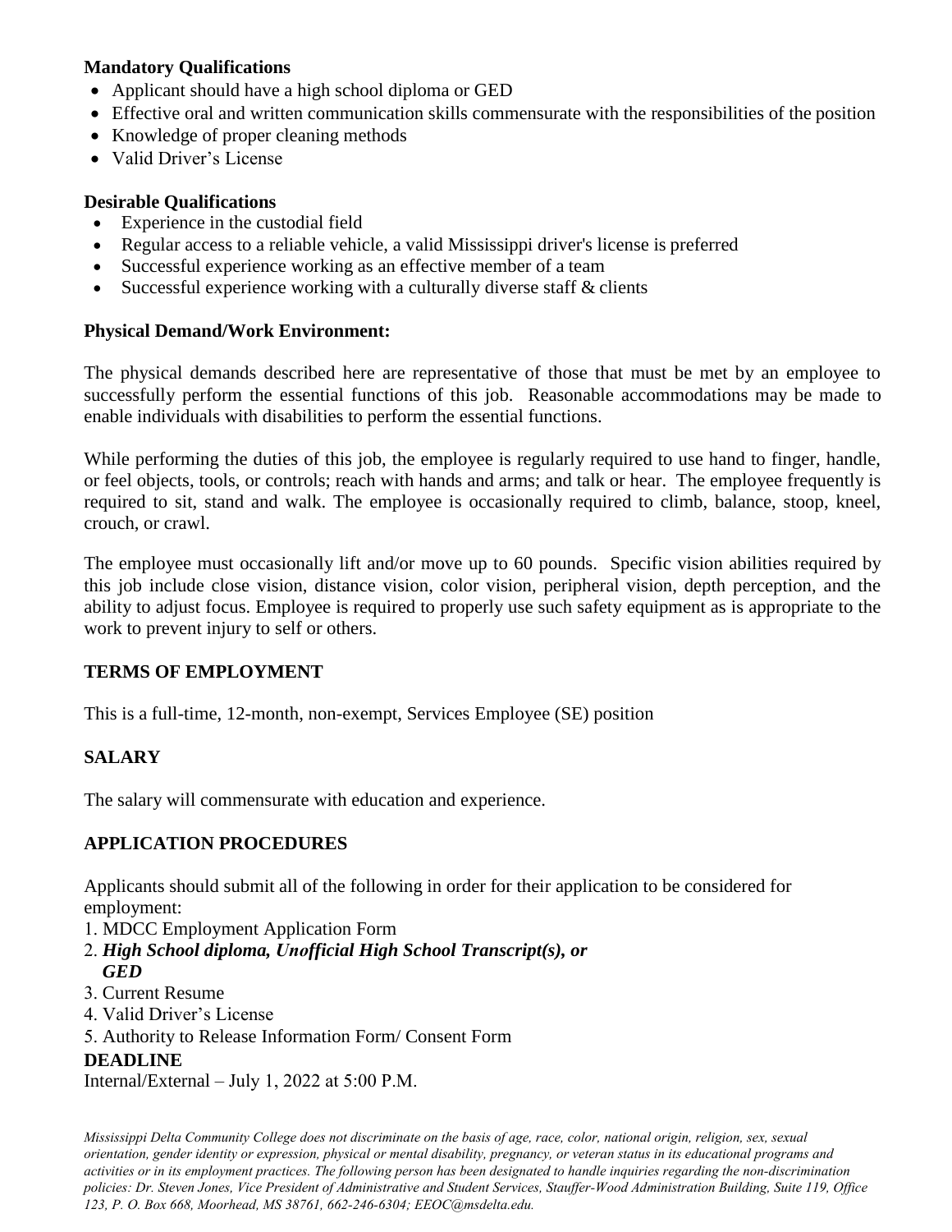**Mandatory Qualifications**

- Applicant should have a high school diploma or GED
- Effective oral and written communication skills commensurate with the responsibilities of the position
- Knowledge of proper cleaning methods
- Valid Driver's License

**Desirable Qualifications**

- Experience in the custodial field
- Regular access to a reliable vehicle, a valid Mississippi driver's license is preferred
- Successful experience working as an effective member of a team
- Successful experience working with a culturally diverse staff & clients

**Physical Demand/Work Environment:**

The physical demands described here are representative of those that must be met by an employee to successfully perform the essential functions of this job. Reasonable accommodations may be made to enable individuals with disabilities to perform the essential functions.

While performing the duties of this job, the employee is regularly required to use hand to finger, handle, or feel objects, tools, or controls; reach with hands and arms; and talk or hear. The employee frequently is required to sit, stand and walk. The employee is occasionally required to climb, balance, stoop, kneel, crouch, or crawl.

The employee must occasionally lift and/or move up to 60 pounds. Specific vision abilities required by this job include close vision, distance vision, color vision, peripheral vision, depth perception, and the ability to adjust focus. Employee is required to properly use such safety equipment as is appropriate to the work to prevent injury to self or others.

**TERMS OF EMPLOYMENT**

This is a full-time, 12-month, non-exempt, Services Employee (SE) position

**SALARY**

The salary will commensurate with education and experience.

**APPLICATION PROCEDURES**

Applicants should submit all of the following in order for their application to be considered for employment:

1. MDCC Employment Application Form
2. ***High School diploma, Unofficial High School Transcript(s), or GED***
3. Current Resume
4. Valid Driver's License
5. Authority to Release Information Form/ Consent Form

**DEADLINE**

Internal/External – July 1, 2022 at 5:00 P.M.

*Mississippi Delta Community College does not discriminate on the basis of age, race, color, national origin, religion, sex, sexual orientation, gender identity or expression, physical or mental disability, pregnancy, or veteran status in its educational programs and activities or in its employment practices. The following person has been designated to handle inquiries regarding the non-discrimination policies: Dr. Steven Jones, Vice President of Administrative and Student Services, Stauffer-Wood Administration Building, Suite 119, Office 123, P. O. Box 668, Moorhead, MS 38761, 662-246-6304; EEOC@msdelta.edu.*